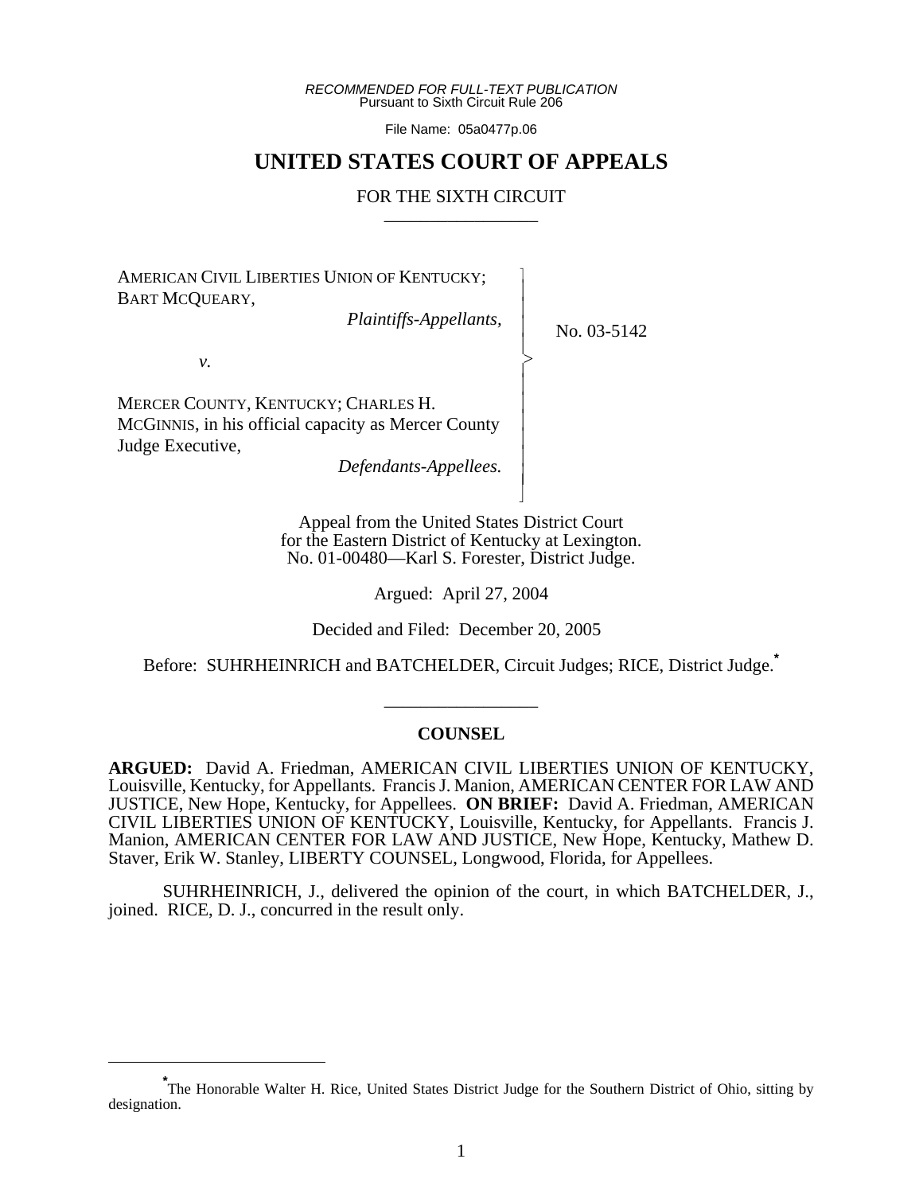*RECOMMENDED FOR FULL-TEXT PUBLICATION*
Pursuant to Sixth Circuit Rule 206

File Name: 05a0477p.06

# UNITED STATES COURT OF APPEALS

## FOR THE SIXTH CIRCUIT

AMERICAN CIVIL LIBERTIES UNION OF KENTUCKY; BART MCQUEARY,
*Plaintiffs-Appellants,*

*v.*

MERCER COUNTY, KENTUCKY; CHARLES H. MCGINNIS, in his official capacity as Mercer County Judge Executive,
*Defendants-Appellees.*

No. 03-5142

Appeal from the United States District Court for the Eastern District of Kentucky at Lexington.
No. 01-00480—Karl S. Forester, District Judge.

Argued: April 27, 2004

Decided and Filed: December 20, 2005

Before: SUHRHEINRICH and BATCHELDER, Circuit Judges; RICE, District Judge.[*]

### COUNSEL

**ARGUED:** David A. Friedman, AMERICAN CIVIL LIBERTIES UNION OF KENTUCKY, Louisville, Kentucky, for Appellants. Francis J. Manion, AMERICAN CENTER FOR LAW AND JUSTICE, New Hope, Kentucky, for Appellees. **ON BRIEF:** David A. Friedman, AMERICAN CIVIL LIBERTIES UNION OF KENTUCKY, Louisville, Kentucky, for Appellants. Francis J. Manion, AMERICAN CENTER FOR LAW AND JUSTICE, New Hope, Kentucky, Mathew D. Staver, Erik W. Stanley, LIBERTY COUNSEL, Longwood, Florida, for Appellees.

SUHRHEINRICH, J., delivered the opinion of the court, in which BATCHELDER, J., joined. RICE, D. J., concurred in the result only.

---

[*] The Honorable Walter H. Rice, United States District Judge for the Southern District of Ohio, sitting by designation.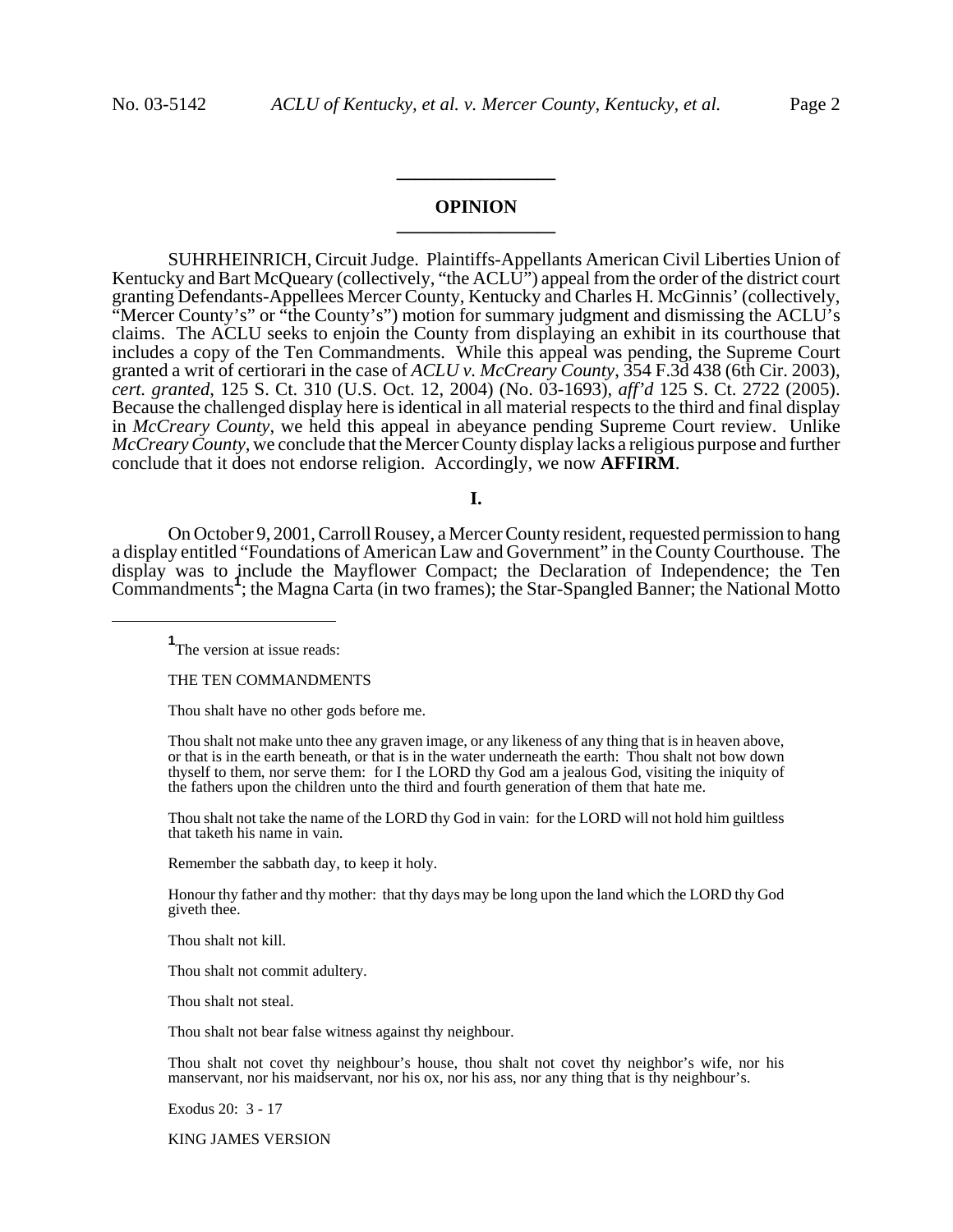## OPINION

SUHRHEINRICH, Circuit Judge. Plaintiffs-Appellants American Civil Liberties Union of Kentucky and Bart McQueary (collectively, "the ACLU") appeal from the order of the district court granting Defendants-Appellees Mercer County, Kentucky and Charles H. McGinnis' (collectively, "Mercer County's" or "the County's") motion for summary judgment and dismissing the ACLU's claims. The ACLU seeks to enjoin the County from displaying an exhibit in its courthouse that includes a copy of the Ten Commandments. While this appeal was pending, the Supreme Court granted a writ of certiorari in the case of *ACLU v. McCreary County*, 354 F.3d 438 (6th Cir. 2003), *cert. granted*, 125 S. Ct. 310 (U.S. Oct. 12, 2004) (No. 03-1693), *aff'd* 125 S. Ct. 2722 (2005). Because the challenged display here is identical in all material respects to the third and final display in *McCreary County*, we held this appeal in abeyance pending Supreme Court review. Unlike *McCreary County*, we conclude that the Mercer County display lacks a religious purpose and further conclude that it does not endorse religion. Accordingly, we now **AFFIRM**.

**I.**

On October 9, 2001, Carroll Rousey, a Mercer County resident, requested permission to hang a display entitled "Foundations of American Law and Government" in the County Courthouse. The display was to include the Mayflower Compact; the Declaration of Independence; the Ten Commandments[1]; the Magna Carta (in two frames); the Star-Spangled Banner; the National Motto

---

[1] The version at issue reads:

THE TEN COMMANDMENTS

Thou shalt have no other gods before me.

Thou shalt not make unto thee any graven image, or any likeness of any thing that is in heaven above, or that is in the earth beneath, or that is in the water underneath the earth: Thou shalt not bow down thyself to them, nor serve them: for I the LORD thy God am a jealous God, visiting the iniquity of the fathers upon the children unto the third and fourth generation of them that hate me.

Thou shalt not take the name of the LORD thy God in vain: for the LORD will not hold him guiltless that taketh his name in vain.

Remember the sabbath day, to keep it holy.

Honour thy father and thy mother: that thy days may be long upon the land which the LORD thy God giveth thee.

Thou shalt not kill.

Thou shalt not commit adultery.

Thou shalt not steal.

Thou shalt not bear false witness against thy neighbour.

Thou shalt not covet thy neighbour's house, thou shalt not covet thy neighbor's wife, nor his manservant, nor his maidservant, nor his ox, nor his ass, nor any thing that is thy neighbour's.

Exodus 20: 3 - 17

KING JAMES VERSION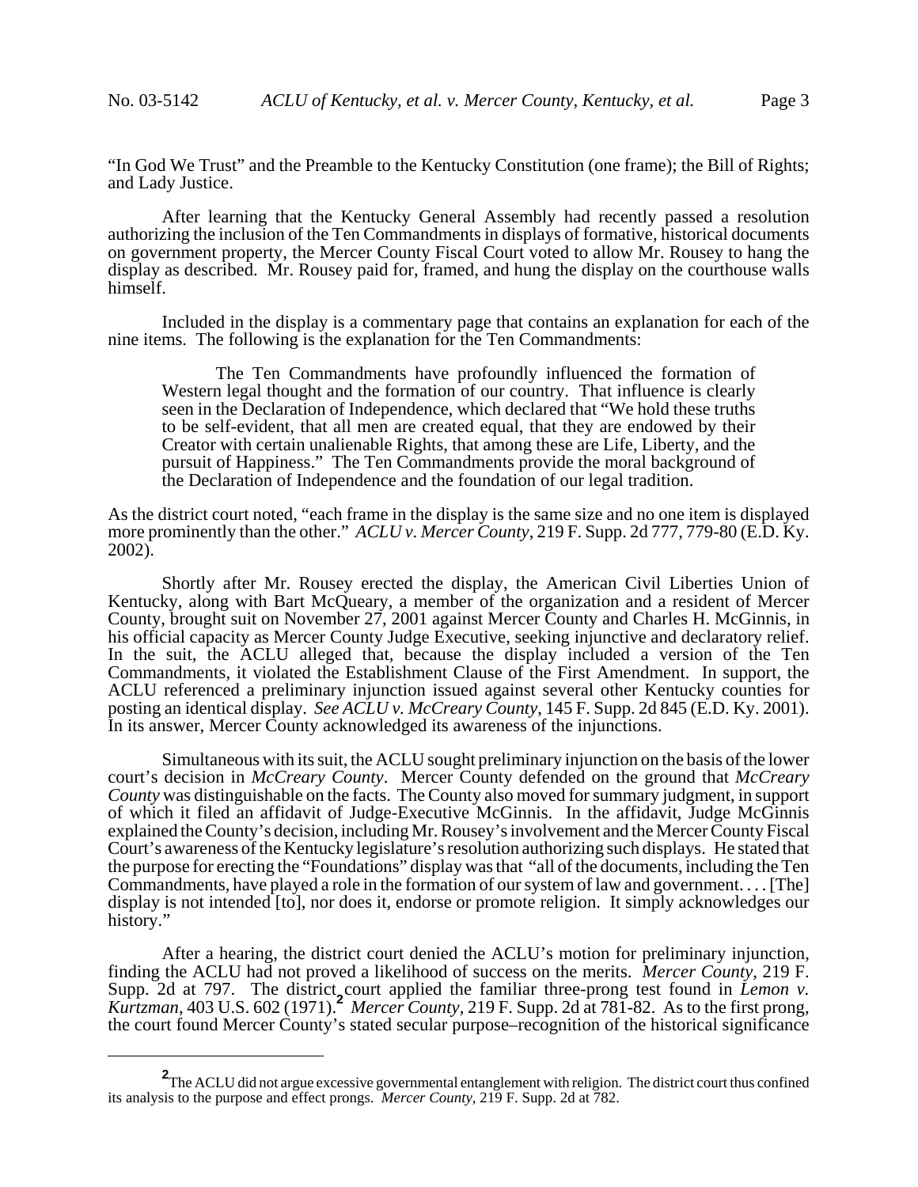"In God We Trust" and the Preamble to the Kentucky Constitution (one frame); the Bill of Rights; and Lady Justice.

After learning that the Kentucky General Assembly had recently passed a resolution authorizing the inclusion of the Ten Commandments in displays of formative, historical documents on government property, the Mercer County Fiscal Court voted to allow Mr. Rousey to hang the display as described. Mr. Rousey paid for, framed, and hung the display on the courthouse walls himself.

Included in the display is a commentary page that contains an explanation for each of the nine items. The following is the explanation for the Ten Commandments:

> The Ten Commandments have profoundly influenced the formation of Western legal thought and the formation of our country. That influence is clearly seen in the Declaration of Independence, which declared that "We hold these truths to be self-evident, that all men are created equal, that they are endowed by their Creator with certain unalienable Rights, that among these are Life, Liberty, and the pursuit of Happiness." The Ten Commandments provide the moral background of the Declaration of Independence and the foundation of our legal tradition.

As the district court noted, "each frame in the display is the same size and no one item is displayed more prominently than the other." *ACLU v. Mercer County*, 219 F. Supp. 2d 777, 779-80 (E.D. Ky. 2002).

Shortly after Mr. Rousey erected the display, the American Civil Liberties Union of Kentucky, along with Bart McQueary, a member of the organization and a resident of Mercer County, brought suit on November 27, 2001 against Mercer County and Charles H. McGinnis, in his official capacity as Mercer County Judge Executive, seeking injunctive and declaratory relief. In the suit, the ACLU alleged that, because the display included a version of the Ten Commandments, it violated the Establishment Clause of the First Amendment. In support, the ACLU referenced a preliminary injunction issued against several other Kentucky counties for posting an identical display. *See ACLU v. McCreary County*, 145 F. Supp. 2d 845 (E.D. Ky. 2001). In its answer, Mercer County acknowledged its awareness of the injunctions.

Simultaneous with its suit, the ACLU sought preliminary injunction on the basis of the lower court's decision in *McCreary County*. Mercer County defended on the ground that *McCreary County* was distinguishable on the facts. The County also moved for summary judgment, in support of which it filed an affidavit of Judge-Executive McGinnis. In the affidavit, Judge McGinnis explained the County's decision, including Mr. Rousey's involvement and the Mercer County Fiscal Court's awareness of the Kentucky legislature's resolution authorizing such displays. He stated that the purpose for erecting the "Foundations" display was that "all of the documents, including the Ten Commandments, have played a role in the formation of our system of law and government. . . . [The] display is not intended [to], nor does it, endorse or promote religion. It simply acknowledges our history."

After a hearing, the district court denied the ACLU's motion for preliminary injunction, finding the ACLU had not proved a likelihood of success on the merits. *Mercer County*, 219 F. Supp. 2d at 797. The district court applied the familiar three-prong test found in *Lemon v. Kurtzman*, 403 U.S. 602 (1971).[2] *Mercer County*, 219 F. Supp. 2d at 781-82. As to the first prong, the court found Mercer County's stated secular purpose–recognition of the historical significance

[2] The ACLU did not argue excessive governmental entanglement with religion. The district court thus confined its analysis to the purpose and effect prongs. *Mercer County*, 219 F. Supp. 2d at 782.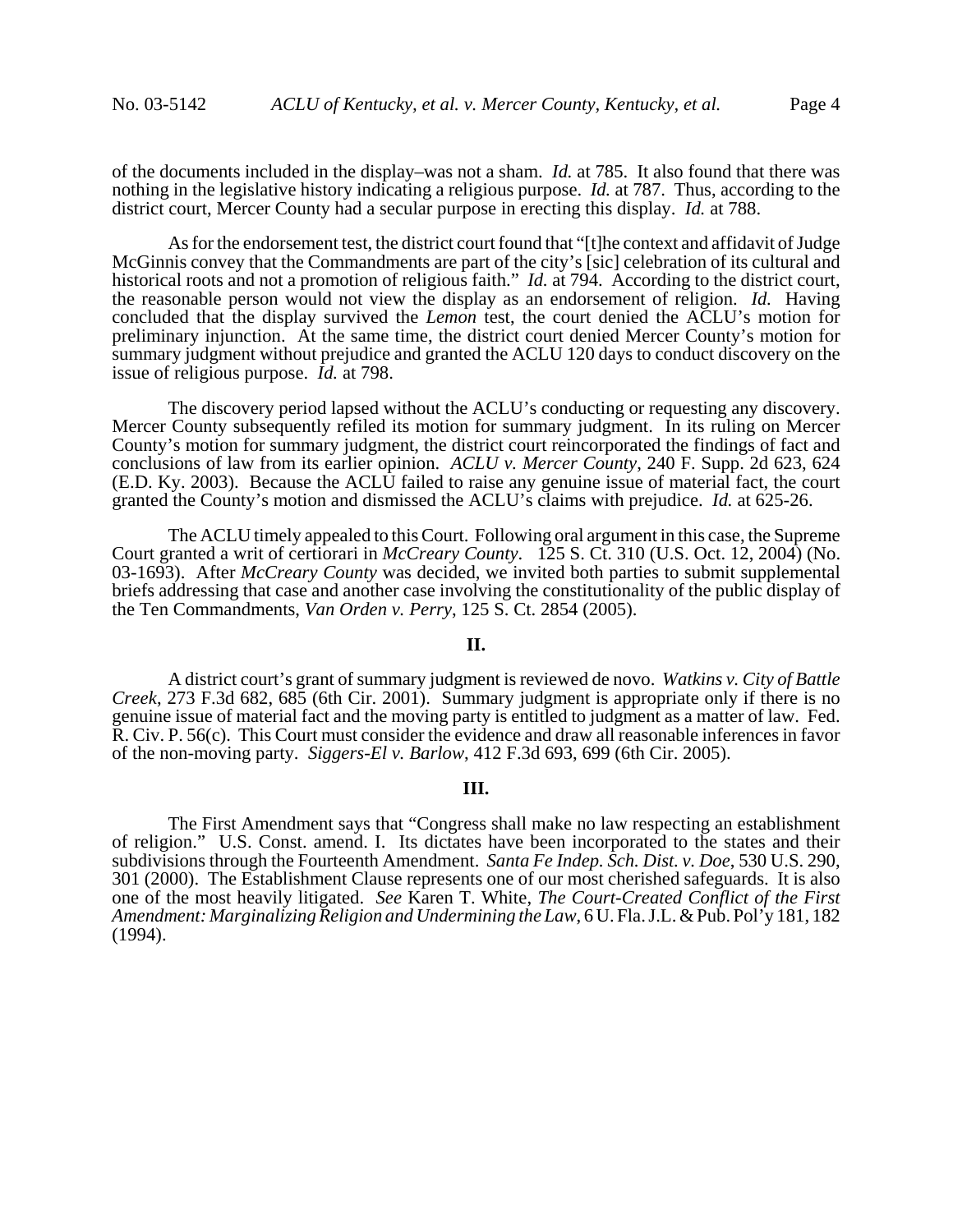of the documents included in the display–was not a sham. *Id.* at 785. It also found that there was nothing in the legislative history indicating a religious purpose. *Id.* at 787. Thus, according to the district court, Mercer County had a secular purpose in erecting this display. *Id.* at 788.

As for the endorsement test, the district court found that "[t]he context and affidavit of Judge McGinnis convey that the Commandments are part of the city's [sic] celebration of its cultural and historical roots and not a promotion of religious faith." *Id.* at 794. According to the district court, the reasonable person would not view the display as an endorsement of religion. *Id.* Having concluded that the display survived the *Lemon* test, the court denied the ACLU's motion for preliminary injunction. At the same time, the district court denied Mercer County's motion for summary judgment without prejudice and granted the ACLU 120 days to conduct discovery on the issue of religious purpose. *Id.* at 798.

The discovery period lapsed without the ACLU's conducting or requesting any discovery. Mercer County subsequently refiled its motion for summary judgment. In its ruling on Mercer County's motion for summary judgment, the district court reincorporated the findings of fact and conclusions of law from its earlier opinion. *ACLU v. Mercer County*, 240 F. Supp. 2d 623, 624 (E.D. Ky. 2003). Because the ACLU failed to raise any genuine issue of material fact, the court granted the County's motion and dismissed the ACLU's claims with prejudice. *Id.* at 625-26.

The ACLU timely appealed to this Court. Following oral argument in this case, the Supreme Court granted a writ of certiorari in *McCreary County*. 125 S. Ct. 310 (U.S. Oct. 12, 2004) (No. 03-1693). After *McCreary County* was decided, we invited both parties to submit supplemental briefs addressing that case and another case involving the constitutionality of the public display of the Ten Commandments, *Van Orden v. Perry*, 125 S. Ct. 2854 (2005).

## II.

A district court's grant of summary judgment is reviewed de novo. *Watkins v. City of Battle Creek*, 273 F.3d 682, 685 (6th Cir. 2001). Summary judgment is appropriate only if there is no genuine issue of material fact and the moving party is entitled to judgment as a matter of law. Fed. R. Civ. P. 56(c). This Court must consider the evidence and draw all reasonable inferences in favor of the non-moving party. *Siggers-El v. Barlow*, 412 F.3d 693, 699 (6th Cir. 2005).

## III.

The First Amendment says that "Congress shall make no law respecting an establishment of religion." U.S. Const. amend. I. Its dictates have been incorporated to the states and their subdivisions through the Fourteenth Amendment. *Santa Fe Indep. Sch. Dist. v. Doe*, 530 U.S. 290, 301 (2000). The Establishment Clause represents one of our most cherished safeguards. It is also one of the most heavily litigated. *See* Karen T. White, *The Court-Created Conflict of the First Amendment: Marginalizing Religion and Undermining the Law*, 6 U. Fla. J.L. & Pub. Pol'y 181, 182 (1994).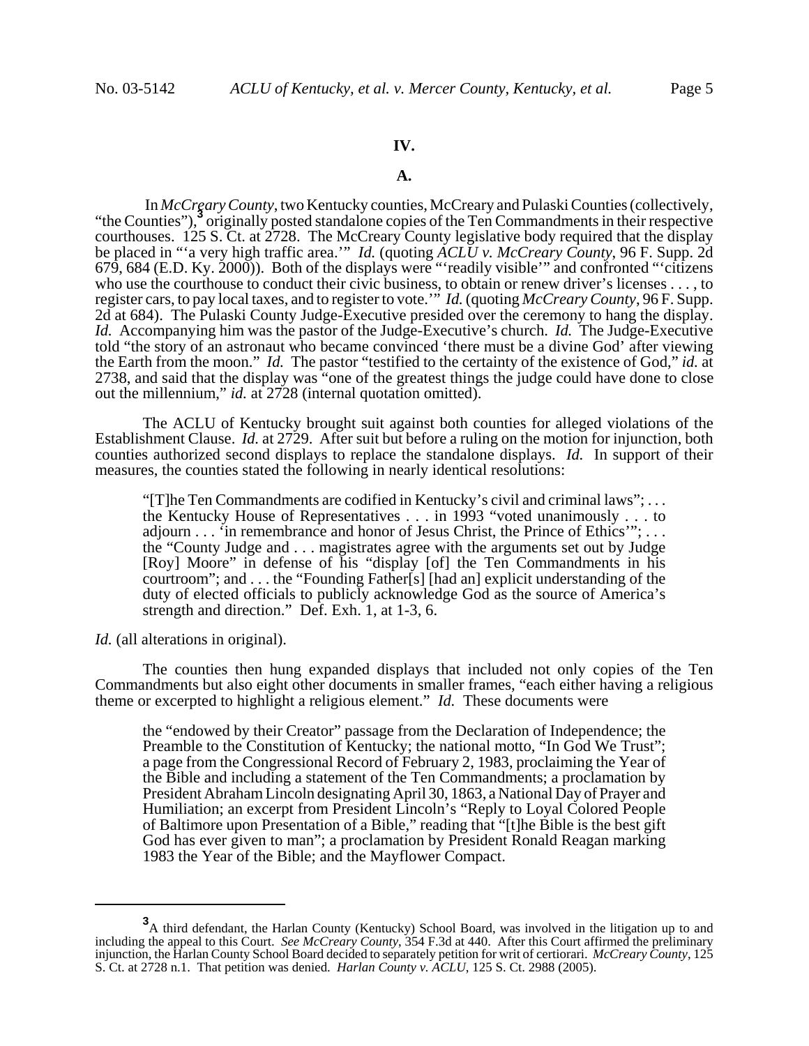## IV.

### A.

In *McCreary County*, two Kentucky counties, McCreary and Pulaski Counties (collectively, "the Counties"),[3] originally posted standalone copies of the Ten Commandments in their respective courthouses. 125 S. Ct. at 2728. The McCreary County legislative body required that the display be placed in "'a very high traffic area.'" *Id.* (quoting *ACLU v. McCreary County*, 96 F. Supp. 2d 679, 684 (E.D. Ky. 2000)). Both of the displays were "'readily visible'" and confronted "'citizens who use the courthouse to conduct their civic business, to obtain or renew driver's licenses . . . , to register cars, to pay local taxes, and to register to vote.'" *Id.* (quoting *McCreary County*, 96 F. Supp. 2d at 684). The Pulaski County Judge-Executive presided over the ceremony to hang the display. *Id.* Accompanying him was the pastor of the Judge-Executive's church. *Id.* The Judge-Executive told "the story of an astronaut who became convinced 'there must be a divine God' after viewing the Earth from the moon." *Id.* The pastor "testified to the certainty of the existence of God," *id.* at 2738, and said that the display was "one of the greatest things the judge could have done to close out the millennium," *id.* at 2728 (internal quotation omitted).

The ACLU of Kentucky brought suit against both counties for alleged violations of the Establishment Clause. *Id.* at 2729. After suit but before a ruling on the motion for injunction, both counties authorized second displays to replace the standalone displays. *Id.* In support of their measures, the counties stated the following in nearly identical resolutions:

> "[T]he Ten Commandments are codified in Kentucky's civil and criminal laws"; . . . the Kentucky House of Representatives . . . in 1993 "voted unanimously . . . to adjourn . . . 'in remembrance and honor of Jesus Christ, the Prince of Ethics'"; . . . the "County Judge and . . . magistrates agree with the arguments set out by Judge [Roy] Moore" in defense of his "display [of] the Ten Commandments in his courtroom"; and . . . the "Founding Father[s] [had an] explicit understanding of the duty of elected officials to publicly acknowledge God as the source of America's strength and direction." Def. Exh. 1, at 1-3, 6.

*Id.* (all alterations in original).

The counties then hung expanded displays that included not only copies of the Ten Commandments but also eight other documents in smaller frames, "each either having a religious theme or excerpted to highlight a religious element." *Id.* These documents were

> the "endowed by their Creator" passage from the Declaration of Independence; the Preamble to the Constitution of Kentucky; the national motto, "In God We Trust"; a page from the Congressional Record of February 2, 1983, proclaiming the Year of the Bible and including a statement of the Ten Commandments; a proclamation by President Abraham Lincoln designating April 30, 1863, a National Day of Prayer and Humiliation; an excerpt from President Lincoln's "Reply to Loyal Colored People of Baltimore upon Presentation of a Bible," reading that "[t]he Bible is the best gift God has ever given to man"; a proclamation by President Ronald Reagan marking 1983 the Year of the Bible; and the Mayflower Compact.

---

[3] A third defendant, the Harlan County (Kentucky) School Board, was involved in the litigation up to and including the appeal to this Court. *See McCreary County*, 354 F.3d at 440. After this Court affirmed the preliminary injunction, the Harlan County School Board decided to separately petition for writ of certiorari. *McCreary County*, 125 S. Ct. at 2728 n.1. That petition was denied. *Harlan County v. ACLU*, 125 S. Ct. 2988 (2005).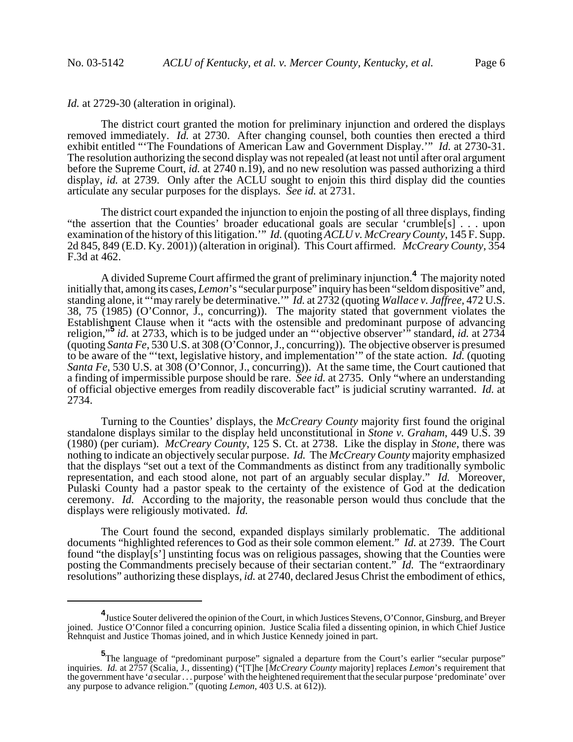*Id.* at 2729-30 (alteration in original).

The district court granted the motion for preliminary injunction and ordered the displays removed immediately. *Id.* at 2730. After changing counsel, both counties then erected a third exhibit entitled "'The Foundations of American Law and Government Display.'" *Id.* at 2730-31. The resolution authorizing the second display was not repealed (at least not until after oral argument before the Supreme Court, *id.* at 2740 n.19), and no new resolution was passed authorizing a third display, *id.* at 2739. Only after the ACLU sought to enjoin this third display did the counties articulate any secular purposes for the displays. *See id.* at 2731.

The district court expanded the injunction to enjoin the posting of all three displays, finding "the assertion that the Counties' broader educational goals are secular 'crumble[s] . . . upon examination of the history of this litigation.'" *Id.* (quoting *ACLU v. McCreary County*, 145 F. Supp. 2d 845, 849 (E.D. Ky. 2001)) (alteration in original). This Court affirmed. *McCreary County*, 354 F.3d at 462.

A divided Supreme Court affirmed the grant of preliminary injunction.[4] The majority noted initially that, among its cases, *Lemon*'s "secular purpose" inquiry has been "seldom dispositive" and, standing alone, it "'may rarely be determinative.'" *Id.* at 2732 (quoting *Wallace v. Jaffree*, 472 U.S. 38, 75 (1985) (O'Connor, J., concurring)). The majority stated that government violates the Establishment Clause when it "acts with the ostensible and predominant purpose of advancing religion,"[5] *id.* at 2733, which is to be judged under an "'objective observer'" standard, *id.* at 2734 (quoting *Santa Fe*, 530 U.S. at 308 (O'Connor, J., concurring)). The objective observer is presumed to be aware of the "'text, legislative history, and implementation'" of the state action. *Id.* (quoting *Santa Fe*, 530 U.S. at 308 (O'Connor, J., concurring)). At the same time, the Court cautioned that a finding of impermissible purpose should be rare. *See id.* at 2735. Only "where an understanding of official objective emerges from readily discoverable fact" is judicial scrutiny warranted. *Id.* at 2734.

Turning to the Counties' displays, the *McCreary County* majority first found the original standalone displays similar to the display held unconstitutional in *Stone v. Graham*, 449 U.S. 39 (1980) (per curiam). *McCreary County*, 125 S. Ct. at 2738. Like the display in *Stone*, there was nothing to indicate an objectively secular purpose. *Id.* The *McCreary County* majority emphasized that the displays "set out a text of the Commandments as distinct from any traditionally symbolic representation, and each stood alone, not part of an arguably secular display." *Id.* Moreover, Pulaski County had a pastor speak to the certainty of the existence of God at the dedication ceremony. *Id.* According to the majority, the reasonable person would thus conclude that the displays were religiously motivated. *Id.*

The Court found the second, expanded displays similarly problematic. The additional documents "highlighted references to God as their sole common element." *Id.* at 2739. The Court found "the display[s'] unstinting focus was on religious passages, showing that the Counties were posting the Commandments precisely because of their sectarian content." *Id.* The "extraordinary resolutions" authorizing these displays, *id.* at 2740, declared Jesus Christ the embodiment of ethics,

---

[4] Justice Souter delivered the opinion of the Court, in which Justices Stevens, O'Connor, Ginsburg, and Breyer joined. Justice O'Connor filed a concurring opinion. Justice Scalia filed a dissenting opinion, in which Chief Justice Rehnquist and Justice Thomas joined, and in which Justice Kennedy joined in part.

[5] The language of "predominant purpose" signaled a departure from the Court's earlier "secular purpose" inquiries. *Id.* at 2757 (Scalia, J., dissenting) ("[T]he [*McCreary County* majority] replaces *Lemon*'s requirement that the government have '*a* secular . . . purpose' with the heightened requirement that the secular purpose 'predominate' over any purpose to advance religion." (quoting *Lemon*, 403 U.S. at 612)).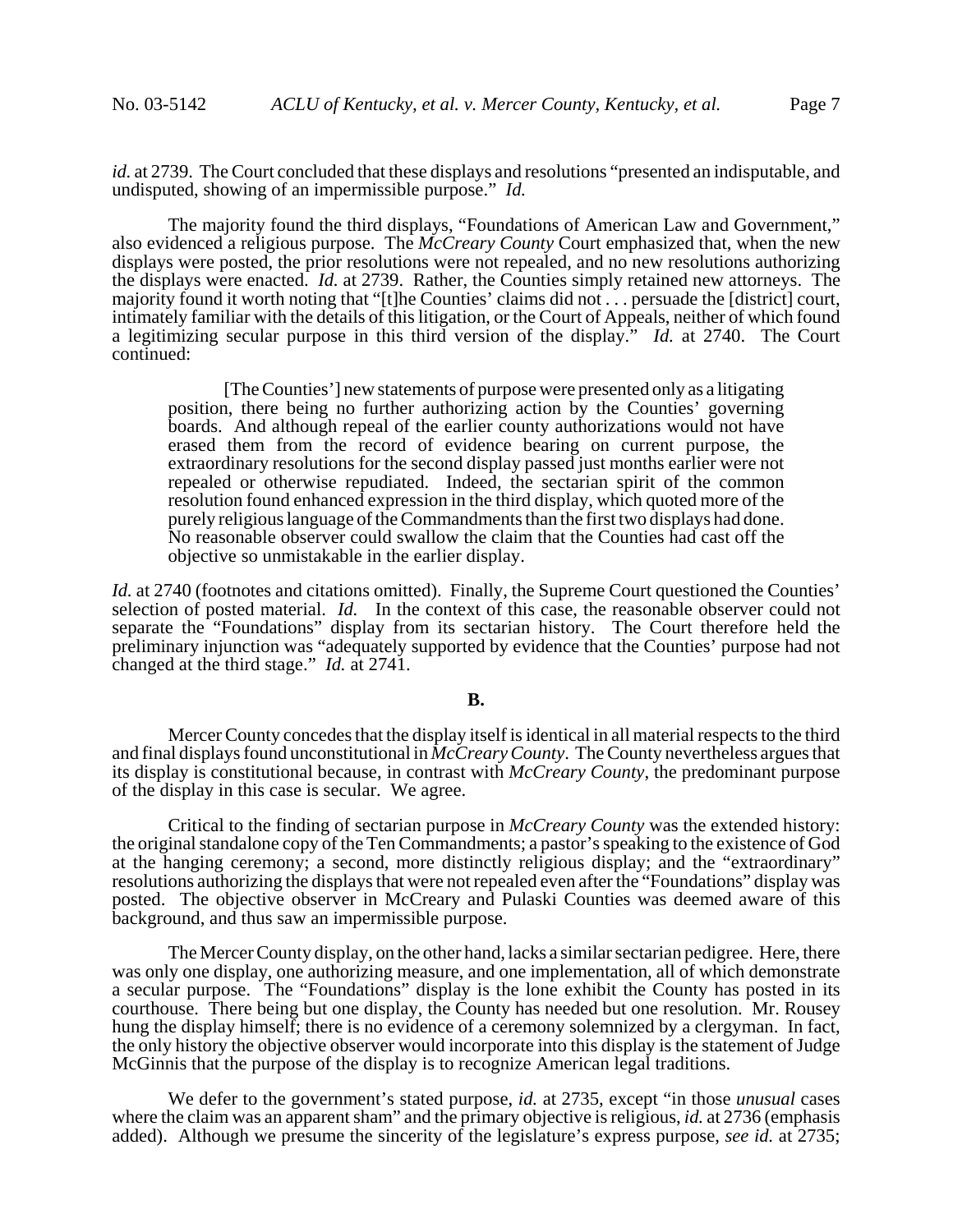*id.* at 2739. The Court concluded that these displays and resolutions "presented an indisputable, and undisputed, showing of an impermissible purpose." *Id.*

The majority found the third displays, "Foundations of American Law and Government," also evidenced a religious purpose. The *McCreary County* Court emphasized that, when the new displays were posted, the prior resolutions were not repealed, and no new resolutions authorizing the displays were enacted. *Id.* at 2739. Rather, the Counties simply retained new attorneys. The majority found it worth noting that "[t]he Counties' claims did not . . . persuade the [district] court, intimately familiar with the details of this litigation, or the Court of Appeals, neither of which found a legitimizing secular purpose in this third version of the display." *Id.* at 2740. The Court continued:

> [The Counties'] new statements of purpose were presented only as a litigating position, there being no further authorizing action by the Counties' governing boards. And although repeal of the earlier county authorizations would not have erased them from the record of evidence bearing on current purpose, the extraordinary resolutions for the second display passed just months earlier were not repealed or otherwise repudiated. Indeed, the sectarian spirit of the common resolution found enhanced expression in the third display, which quoted more of the purely religious language of the Commandments than the first two displays had done. No reasonable observer could swallow the claim that the Counties had cast off the objective so unmistakable in the earlier display.

*Id.* at 2740 (footnotes and citations omitted). Finally, the Supreme Court questioned the Counties' selection of posted material. *Id.* In the context of this case, the reasonable observer could not separate the "Foundations" display from its sectarian history. The Court therefore held the preliminary injunction was "adequately supported by evidence that the Counties' purpose had not changed at the third stage." *Id.* at 2741.

**B.**

Mercer County concedes that the display itself is identical in all material respects to the third and final displays found unconstitutional in *McCreary County*. The County nevertheless argues that its display is constitutional because, in contrast with *McCreary County*, the predominant purpose of the display in this case is secular. We agree.

Critical to the finding of sectarian purpose in *McCreary County* was the extended history: the original standalone copy of the Ten Commandments; a pastor's speaking to the existence of God at the hanging ceremony; a second, more distinctly religious display; and the "extraordinary" resolutions authorizing the displays that were not repealed even after the "Foundations" display was posted. The objective observer in McCreary and Pulaski Counties was deemed aware of this background, and thus saw an impermissible purpose.

The Mercer County display, on the other hand, lacks a similar sectarian pedigree. Here, there was only one display, one authorizing measure, and one implementation, all of which demonstrate a secular purpose. The "Foundations" display is the lone exhibit the County has posted in its courthouse. There being but one display, the County has needed but one resolution. Mr. Rousey hung the display himself; there is no evidence of a ceremony solemnized by a clergyman. In fact, the only history the objective observer would incorporate into this display is the statement of Judge McGinnis that the purpose of the display is to recognize American legal traditions.

We defer to the government's stated purpose, *id.* at 2735, except "in those *unusual* cases where the claim was an apparent sham" and the primary objective is religious, *id.* at 2736 (emphasis added). Although we presume the sincerity of the legislature's express purpose, *see id.* at 2735;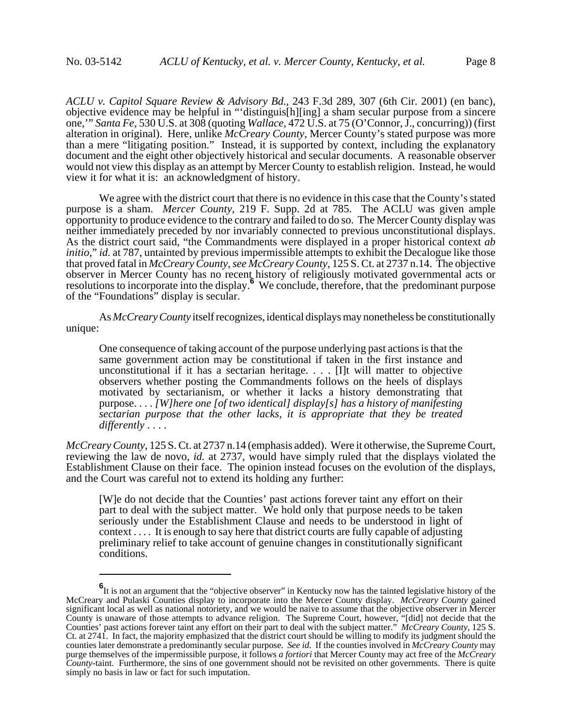*ACLU v. Capitol Square Review & Advisory Bd.*, 243 F.3d 289, 307 (6th Cir. 2001) (en banc), objective evidence may be helpful in "'distinguis[h][ing] a sham secular purpose from a sincere one,'" *Santa Fe*, 530 U.S. at 308 (quoting *Wallace*, 472 U.S. at 75 (O'Connor, J., concurring)) (first alteration in original). Here, unlike *McCreary County*, Mercer County's stated purpose was more than a mere "litigating position." Instead, it is supported by context, including the explanatory document and the eight other objectively historical and secular documents. A reasonable observer would not view this display as an attempt by Mercer County to establish religion. Instead, he would view it for what it is: an acknowledgment of history.

We agree with the district court that there is no evidence in this case that the County's stated purpose is a sham. *Mercer County*, 219 F. Supp. 2d at 785. The ACLU was given ample opportunity to produce evidence to the contrary and failed to do so. The Mercer County display was neither immediately preceded by nor invariably connected to previous unconstitutional displays. As the district court said, "the Commandments were displayed in a proper historical context *ab initio*," *id.* at 787, untainted by previous impermissible attempts to exhibit the Decalogue like those that proved fatal in *McCreary County*, *see McCreary County*, 125 S. Ct. at 2737 n.14. The objective observer in Mercer County has no recent history of religiously motivated governmental acts or resolutions to incorporate into the display.[6] We conclude, therefore, that the predominant purpose of the "Foundations" display is secular.

As *McCreary County* itself recognizes, identical displays may nonetheless be constitutionally unique:

> One consequence of taking account of the purpose underlying past actions is that the same government action may be constitutional if taken in the first instance and unconstitutional if it has a sectarian heritage. . . . [I]t will matter to objective observers whether posting the Commandments follows on the heels of displays motivated by sectarianism, or whether it lacks a history demonstrating that purpose. . . . *[W]here one [of two identical] display[s] has a history of manifesting sectarian purpose that the other lacks, it is appropriate that they be treated differently* . . . .

*McCreary County*, 125 S. Ct. at 2737 n.14 (emphasis added). Were it otherwise, the Supreme Court, reviewing the law de novo, *id.* at 2737, would have simply ruled that the displays violated the Establishment Clause on their face. The opinion instead focuses on the evolution of the displays, and the Court was careful not to extend its holding any further:

> [W]e do not decide that the Counties' past actions forever taint any effort on their part to deal with the subject matter. We hold only that purpose needs to be taken seriously under the Establishment Clause and needs to be understood in light of context . . . . It is enough to say here that district courts are fully capable of adjusting preliminary relief to take account of genuine changes in constitutionally significant conditions.

---

[6] It is not an argument that the "objective observer" in Kentucky now has the tainted legislative history of the McCreary and Pulaski Counties display to incorporate into the Mercer County display. *McCreary County* gained significant local as well as national notoriety, and we would be naive to assume that the objective observer in Mercer County is unaware of those attempts to advance religion. The Supreme Court, however, "[did] not decide that the Counties' past actions forever taint any effort on their part to deal with the subject matter." *McCreary County*, 125 S. Ct. at 2741. In fact, the majority emphasized that the district court should be willing to modify its judgment should the counties later demonstrate a predominantly secular purpose. *See id.* If the counties involved in *McCreary County* may purge themselves of the impermissible purpose, it follows *a fortiori* that Mercer County may act free of the *McCreary County*-taint. Furthermore, the sins of one government should not be revisited on other governments. There is quite simply no basis in law or fact for such imputation.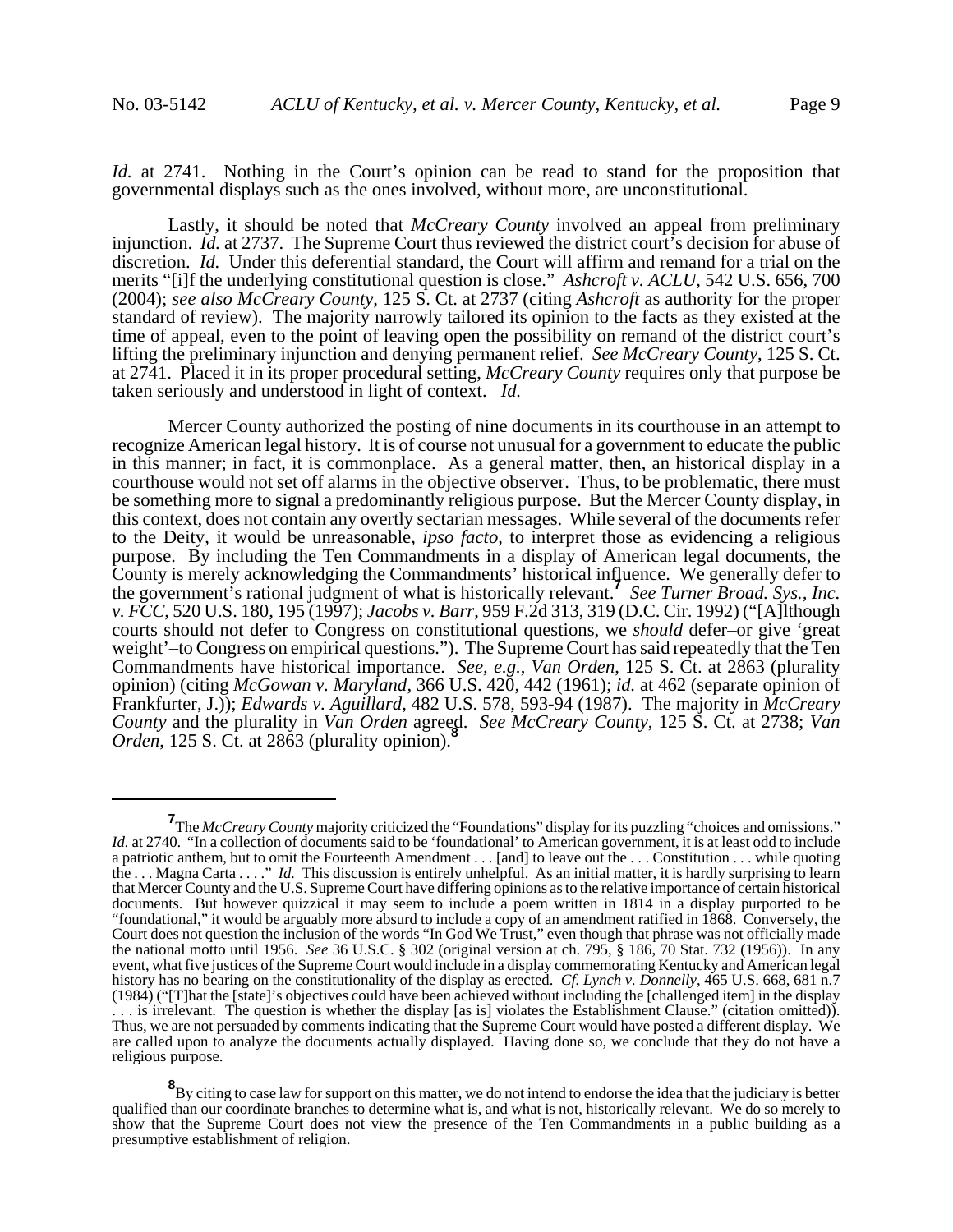*Id.* at 2741. Nothing in the Court's opinion can be read to stand for the proposition that governmental displays such as the ones involved, without more, are unconstitutional.

Lastly, it should be noted that *McCreary County* involved an appeal from preliminary injunction. *Id.* at 2737. The Supreme Court thus reviewed the district court's decision for abuse of discretion. *Id.* Under this deferential standard, the Court will affirm and remand for a trial on the merits "[i]f the underlying constitutional question is close." *Ashcroft v. ACLU*, 542 U.S. 656, 700 (2004); *see also McCreary County*, 125 S. Ct. at 2737 (citing *Ashcroft* as authority for the proper standard of review). The majority narrowly tailored its opinion to the facts as they existed at the time of appeal, even to the point of leaving open the possibility on remand of the district court's lifting the preliminary injunction and denying permanent relief. *See McCreary County*, 125 S. Ct. at 2741. Placed it in its proper procedural setting, *McCreary County* requires only that purpose be taken seriously and understood in light of context. *Id.*

Mercer County authorized the posting of nine documents in its courthouse in an attempt to recognize American legal history. It is of course not unusual for a government to educate the public in this manner; in fact, it is commonplace. As a general matter, then, an historical display in a courthouse would not set off alarms in the objective observer. Thus, to be problematic, there must be something more to signal a predominantly religious purpose. But the Mercer County display, in this context, does not contain any overtly sectarian messages. While several of the documents refer to the Deity, it would be unreasonable, *ipso facto*, to interpret those as evidencing a religious purpose. By including the Ten Commandments in a display of American legal documents, the County is merely acknowledging the Commandments' historical influence. We generally defer to the government's rational judgment of what is historically relevant.[7] *See Turner Broad. Sys., Inc. v. FCC*, 520 U.S. 180, 195 (1997); *Jacobs v. Barr*, 959 F.2d 313, 319 (D.C. Cir. 1992) ("[A]lthough courts should not defer to Congress on constitutional questions, we *should* defer–or give 'great weight'–to Congress on empirical questions."). The Supreme Court has said repeatedly that the Ten Commandments have historical importance. *See, e.g.*, *Van Orden*, 125 S. Ct. at 2863 (plurality opinion) (citing *McGowan v. Maryland*, 366 U.S. 420, 442 (1961); *id.* at 462 (separate opinion of Frankfurter, J.)); *Edwards v. Aguillard*, 482 U.S. 578, 593-94 (1987). The majority in *McCreary County* and the plurality in *Van Orden* agreed. *See McCreary County*, 125 S. Ct. at 2738; *Van Orden*, 125 S. Ct. at 2863 (plurality opinion).[8]

---

[7] The *McCreary County* majority criticized the "Foundations" display for its puzzling "choices and omissions." *Id.* at 2740. "In a collection of documents said to be 'foundational' to American government, it is at least odd to include a patriotic anthem, but to omit the Fourteenth Amendment . . . [and] to leave out the . . . Constitution . . . while quoting the . . . Magna Carta . . . ." *Id.* This discussion is entirely unhelpful. As an initial matter, it is hardly surprising to learn that Mercer County and the U.S. Supreme Court have differing opinions as to the relative importance of certain historical documents. But however quizzical it may seem to include a poem written in 1814 in a display purported to be "foundational," it would be arguably more absurd to include a copy of an amendment ratified in 1868. Conversely, the Court does not question the inclusion of the words "In God We Trust," even though that phrase was not officially made the national motto until 1956. *See* 36 U.S.C. § 302 (original version at ch. 795, § 186, 70 Stat. 732 (1956)). In any event, what five justices of the Supreme Court would include in a display commemorating Kentucky and American legal history has no bearing on the constitutionality of the display as erected. *Cf. Lynch v. Donnelly*, 465 U.S. 668, 681 n.7 (1984) ("[T]hat the [state]'s objectives could have been achieved without including the [challenged item] in the display . . . is irrelevant. The question is whether the display [as is] violates the Establishment Clause." (citation omitted)). Thus, we are not persuaded by comments indicating that the Supreme Court would have posted a different display. We are called upon to analyze the documents actually displayed. Having done so, we conclude that they do not have a religious purpose.

[8] By citing to case law for support on this matter, we do not intend to endorse the idea that the judiciary is better qualified than our coordinate branches to determine what is, and what is not, historically relevant. We do so merely to show that the Supreme Court does not view the presence of the Ten Commandments in a public building as a presumptive establishment of religion.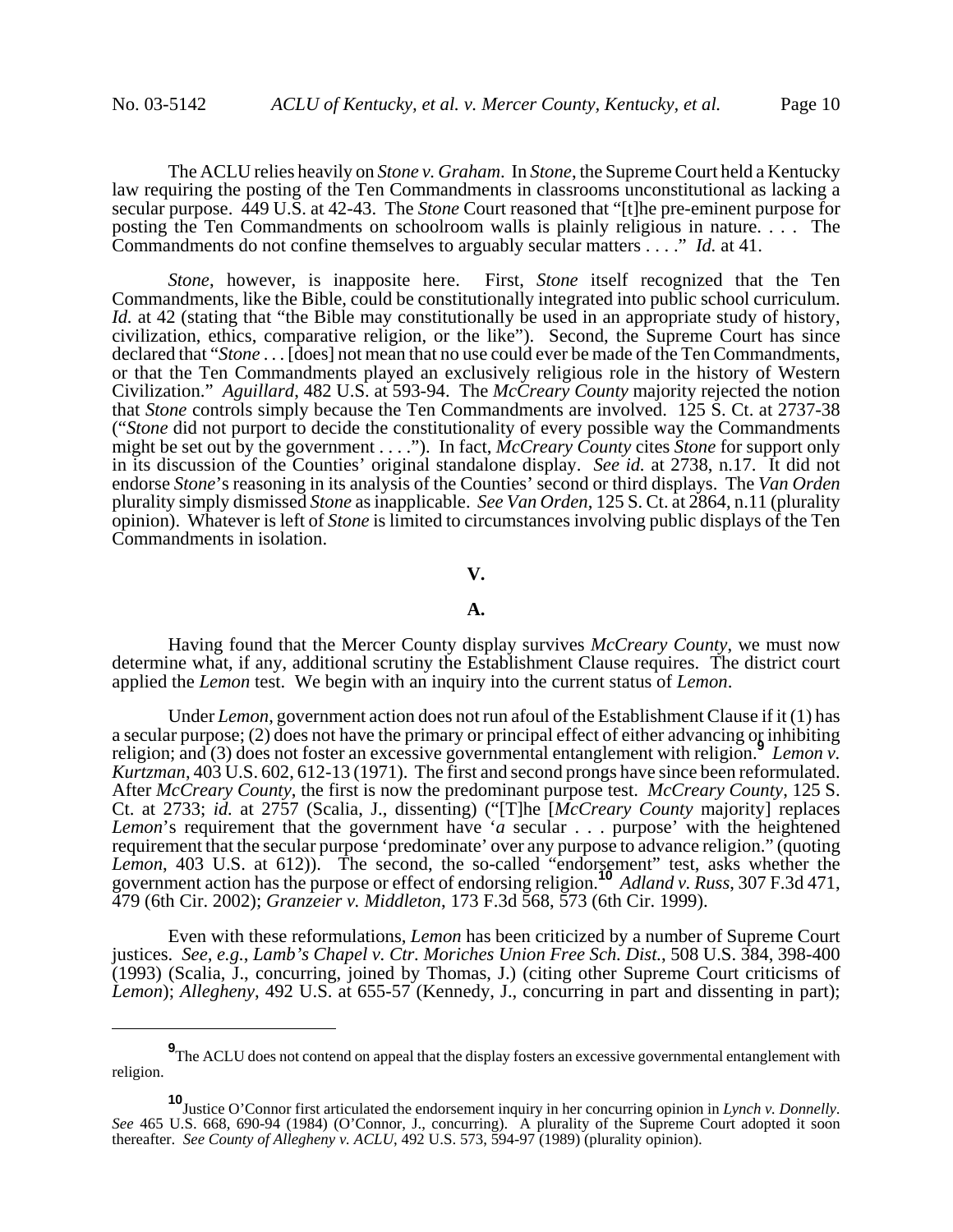The ACLU relies heavily on *Stone v. Graham*. In *Stone*, the Supreme Court held a Kentucky law requiring the posting of the Ten Commandments in classrooms unconstitutional as lacking a secular purpose. 449 U.S. at 42-43. The *Stone* Court reasoned that "[t]he pre-eminent purpose for posting the Ten Commandments on schoolroom walls is plainly religious in nature. . . . The Commandments do not confine themselves to arguably secular matters . . . ." *Id.* at 41.

*Stone*, however, is inapposite here. First, *Stone* itself recognized that the Ten Commandments, like the Bible, could be constitutionally integrated into public school curriculum. *Id.* at 42 (stating that "the Bible may constitutionally be used in an appropriate study of history, civilization, ethics, comparative religion, or the like"). Second, the Supreme Court has since declared that "*Stone* . . . [does] not mean that no use could ever be made of the Ten Commandments, or that the Ten Commandments played an exclusively religious role in the history of Western Civilization." *Aguillard*, 482 U.S. at 593-94. The *McCreary County* majority rejected the notion that *Stone* controls simply because the Ten Commandments are involved. 125 S. Ct. at 2737-38 ("*Stone* did not purport to decide the constitutionality of every possible way the Commandments might be set out by the government . . . ."). In fact, *McCreary County* cites *Stone* for support only in its discussion of the Counties' original standalone display. *See id.* at 2738, n.17. It did not endorse *Stone*'s reasoning in its analysis of the Counties' second or third displays. The *Van Orden* plurality simply dismissed *Stone* as inapplicable. *See Van Orden*, 125 S. Ct. at 2864, n.11 (plurality opinion). Whatever is left of *Stone* is limited to circumstances involving public displays of the Ten Commandments in isolation.

## V.

### A.

Having found that the Mercer County display survives *McCreary County*, we must now determine what, if any, additional scrutiny the Establishment Clause requires. The district court applied the *Lemon* test. We begin with an inquiry into the current status of *Lemon*.

Under *Lemon*, government action does not run afoul of the Establishment Clause if it (1) has a secular purpose; (2) does not have the primary or principal effect of either advancing or inhibiting religion; and (3) does not foster an excessive governmental entanglement with religion.[9] *Lemon v. Kurtzman*, 403 U.S. 602, 612-13 (1971). The first and second prongs have since been reformulated. After *McCreary County*, the first is now the predominant purpose test. *McCreary County*, 125 S. Ct. at 2733; *id.* at 2757 (Scalia, J., dissenting) ("[T]he [*McCreary County* majority] replaces *Lemon*'s requirement that the government have '*a* secular . . . purpose' with the heightened requirement that the secular purpose 'predominate' over any purpose to advance religion." (quoting *Lemon*, 403 U.S. at 612)). The second, the so-called "endorsement" test, asks whether the government action has the purpose or effect of endorsing religion.[10] *Adland v. Russ*, 307 F.3d 471, 479 (6th Cir. 2002); *Granzeier v. Middleton*, 173 F.3d 568, 573 (6th Cir. 1999).

Even with these reformulations, *Lemon* has been criticized by a number of Supreme Court justices. *See, e.g.*, *Lamb's Chapel v. Ctr. Moriches Union Free Sch. Dist.*, 508 U.S. 384, 398-400 (1993) (Scalia, J., concurring, joined by Thomas, J.) (citing other Supreme Court criticisms of *Lemon*); *Allegheny*, 492 U.S. at 655-57 (Kennedy, J., concurring in part and dissenting in part);

---

[9] The ACLU does not contend on appeal that the display fosters an excessive governmental entanglement with religion.

[10] Justice O'Connor first articulated the endorsement inquiry in her concurring opinion in *Lynch v. Donnelly*. *See* 465 U.S. 668, 690-94 (1984) (O'Connor, J., concurring). A plurality of the Supreme Court adopted it soon thereafter. *See County of Allegheny v. ACLU*, 492 U.S. 573, 594-97 (1989) (plurality opinion).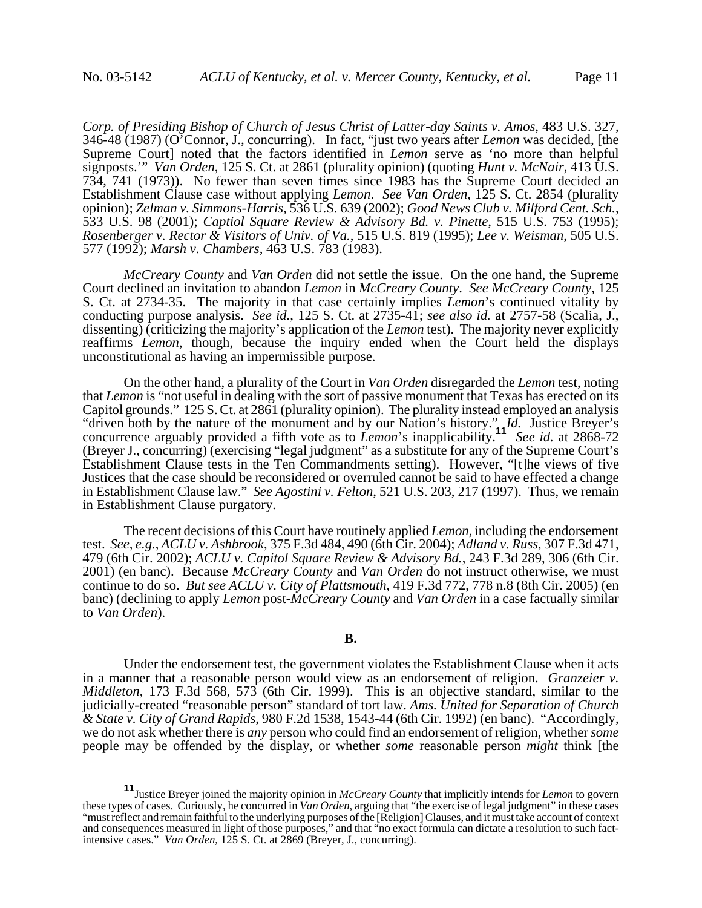*Corp. of Presiding Bishop of Church of Jesus Christ of Latter-day Saints v. Amos*, 483 U.S. 327, 346-48 (1987) (O'Connor, J., concurring). In fact, "just two years after *Lemon* was decided, [the Supreme Court] noted that the factors identified in *Lemon* serve as 'no more than helpful signposts.'" *Van Orden*, 125 S. Ct. at 2861 (plurality opinion) (quoting *Hunt v. McNair*, 413 U.S. 734, 741 (1973)). No fewer than seven times since 1983 has the Supreme Court decided an Establishment Clause case without applying *Lemon*. *See Van Orden*, 125 S. Ct. 2854 (plurality opinion); *Zelman v. Simmons-Harris*, 536 U.S. 639 (2002); *Good News Club v. Milford Cent. Sch.*, 533 U.S. 98 (2001); *Captiol Square Review & Advisory Bd. v. Pinette*, 515 U.S. 753 (1995); *Rosenberger v. Rector & Visitors of Univ. of Va.*, 515 U.S. 819 (1995); *Lee v. Weisman*, 505 U.S. 577 (1992); *Marsh v. Chambers*, 463 U.S. 783 (1983).

*McCreary County* and *Van Orden* did not settle the issue. On the one hand, the Supreme Court declined an invitation to abandon *Lemon* in *McCreary County*. *See McCreary County*, 125 S. Ct. at 2734-35. The majority in that case certainly implies *Lemon*'s continued vitality by conducting purpose analysis. *See id.*, 125 S. Ct. at 2735-41; *see also id.* at 2757-58 (Scalia, J., dissenting) (criticizing the majority's application of the *Lemon* test). The majority never explicitly reaffirms *Lemon*, though, because the inquiry ended when the Court held the displays unconstitutional as having an impermissible purpose.

On the other hand, a plurality of the Court in *Van Orden* disregarded the *Lemon* test, noting that *Lemon* is "not useful in dealing with the sort of passive monument that Texas has erected on its Capitol grounds." 125 S. Ct. at 2861 (plurality opinion). The plurality instead employed an analysis "driven both by the nature of the monument and by our Nation's history." *Id.* Justice Breyer's concurrence arguably provided a fifth vote as to *Lemon*'s inapplicability.[11] *See id.* at 2868-72 (Breyer J., concurring) (exercising "legal judgment" as a substitute for any of the Supreme Court's Establishment Clause tests in the Ten Commandments setting). However, "[t]he views of five Justices that the case should be reconsidered or overruled cannot be said to have effected a change in Establishment Clause law." *See Agostini v. Felton*, 521 U.S. 203, 217 (1997). Thus, we remain in Establishment Clause purgatory.

The recent decisions of this Court have routinely applied *Lemon*, including the endorsement test. *See, e.g.*, *ACLU v. Ashbrook*, 375 F.3d 484, 490 (6th Cir. 2004); *Adland v. Russ*, 307 F.3d 471, 479 (6th Cir. 2002); *ACLU v. Capitol Square Review & Advisory Bd.*, 243 F.3d 289, 306 (6th Cir. 2001) (en banc). Because *McCreary County* and *Van Orden* do not instruct otherwise, we must continue to do so. *But see ACLU v. City of Plattsmouth*, 419 F.3d 772, 778 n.8 (8th Cir. 2005) (en banc) (declining to apply *Lemon* post-*McCreary County* and *Van Orden* in a case factually similar to *Van Orden*).

**B.**

Under the endorsement test, the government violates the Establishment Clause when it acts in a manner that a reasonable person would view as an endorsement of religion. *Granzeier v. Middleton*, 173 F.3d 568, 573 (6th Cir. 1999). This is an objective standard, similar to the judicially-created "reasonable person" standard of tort law. *Ams. United for Separation of Church & State v. City of Grand Rapids*, 980 F.2d 1538, 1543-44 (6th Cir. 1992) (en banc). "Accordingly, we do not ask whether there is *any* person who could find an endorsement of religion, whether *some* people may be offended by the display, or whether *some* reasonable person *might* think [the

---

[11] Justice Breyer joined the majority opinion in *McCreary County* that implicitly intends for *Lemon* to govern these types of cases. Curiously, he concurred in *Van Orden*, arguing that "the exercise of legal judgment" in these cases "must reflect and remain faithful to the underlying purposes of the [Religion] Clauses, and it must take account of context and consequences measured in light of those purposes," and that "no exact formula can dictate a resolution to such fact-intensive cases." *Van Orden*, 125 S. Ct. at 2869 (Breyer, J., concurring).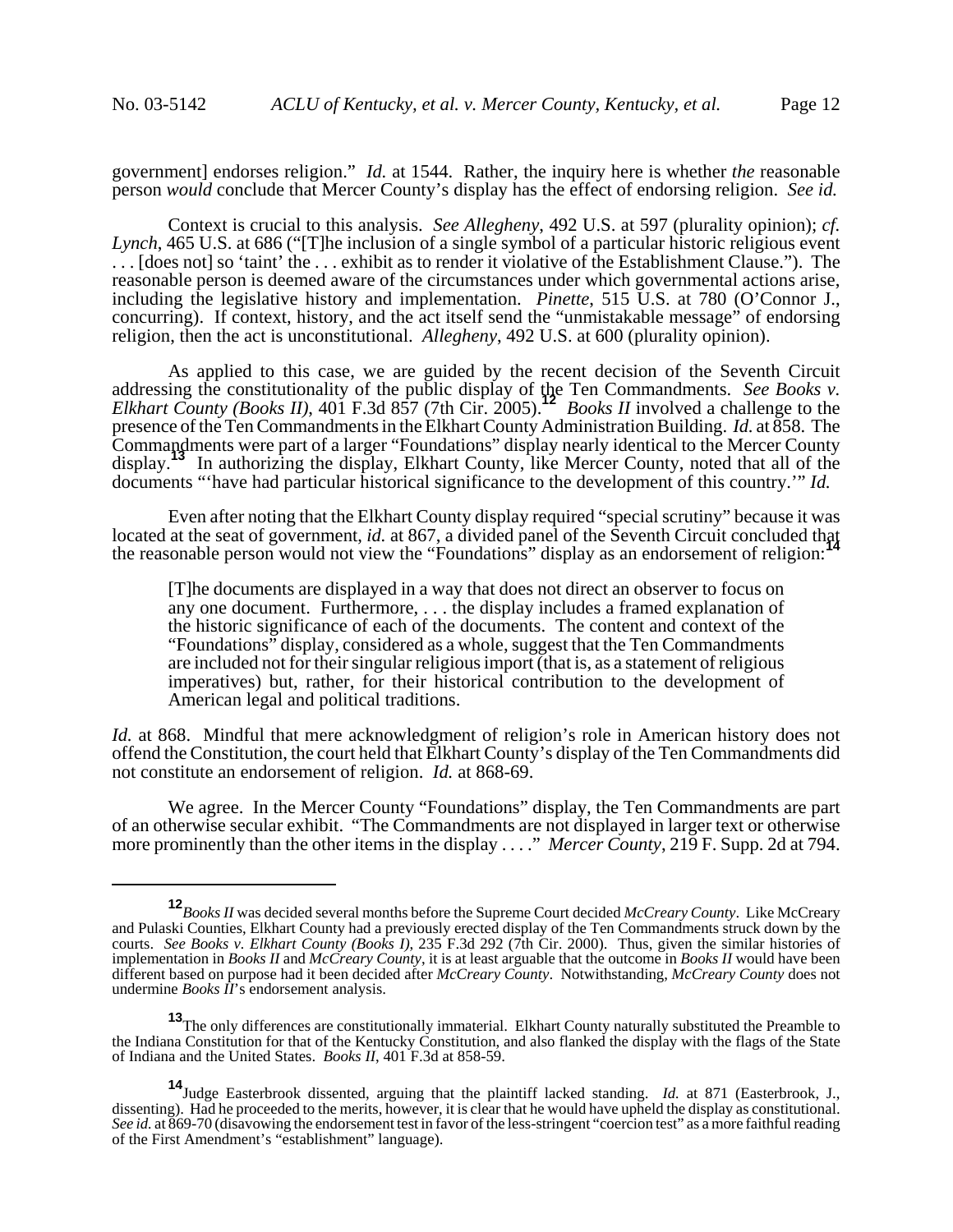government] endorses religion." *Id.* at 1544. Rather, the inquiry here is whether *the* reasonable person *would* conclude that Mercer County's display has the effect of endorsing religion. *See id.*

Context is crucial to this analysis. *See Allegheny*, 492 U.S. at 597 (plurality opinion); *cf. Lynch*, 465 U.S. at 686 ("[T]he inclusion of a single symbol of a particular historic religious event . . . [does not] so 'taint' the . . . exhibit as to render it violative of the Establishment Clause."). The reasonable person is deemed aware of the circumstances under which governmental actions arise, including the legislative history and implementation. *Pinette*, 515 U.S. at 780 (O'Connor J., concurring). If context, history, and the act itself send the "unmistakable message" of endorsing religion, then the act is unconstitutional. *Allegheny*, 492 U.S. at 600 (plurality opinion).

As applied to this case, we are guided by the recent decision of the Seventh Circuit addressing the constitutionality of the public display of the Ten Commandments. *See Books v. Elkhart County (Books II)*, 401 F.3d 857 (7th Cir. 2005).[12] *Books II* involved a challenge to the presence of the Ten Commandments in the Elkhart County Administration Building. *Id.* at 858. The Commandments were part of a larger "Foundations" display nearly identical to the Mercer County display.[13] In authorizing the display, Elkhart County, like Mercer County, noted that all of the documents "'have had particular historical significance to the development of this country.'" *Id.*

Even after noting that the Elkhart County display required "special scrutiny" because it was located at the seat of government, *id.* at 867, a divided panel of the Seventh Circuit concluded that the reasonable person would not view the "Foundations" display as an endorsement of religion:[14]

> [T]he documents are displayed in a way that does not direct an observer to focus on any one document. Furthermore, . . . the display includes a framed explanation of the historic significance of each of the documents. The content and context of the "Foundations" display, considered as a whole, suggest that the Ten Commandments are included not for their singular religious import (that is, as a statement of religious imperatives) but, rather, for their historical contribution to the development of American legal and political traditions.

*Id.* at 868. Mindful that mere acknowledgment of religion's role in American history does not offend the Constitution, the court held that Elkhart County's display of the Ten Commandments did not constitute an endorsement of religion. *Id.* at 868-69.

We agree. In the Mercer County "Foundations" display, the Ten Commandments are part of an otherwise secular exhibit. "The Commandments are not displayed in larger text or otherwise more prominently than the other items in the display . . . ." *Mercer County*, 219 F. Supp. 2d at 794.

---

[12] *Books II* was decided several months before the Supreme Court decided *McCreary County*. Like McCreary and Pulaski Counties, Elkhart County had a previously erected display of the Ten Commandments struck down by the courts. *See Books v. Elkhart County (Books I)*, 235 F.3d 292 (7th Cir. 2000). Thus, given the similar histories of implementation in *Books II* and *McCreary County*, it is at least arguable that the outcome in *Books II* would have been different based on purpose had it been decided after *McCreary County*. Notwithstanding, *McCreary County* does not undermine *Books II*'s endorsement analysis.

[13] The only differences are constitutionally immaterial. Elkhart County naturally substituted the Preamble to the Indiana Constitution for that of the Kentucky Constitution, and also flanked the display with the flags of the State of Indiana and the United States. *Books II*, 401 F.3d at 858-59.

[14] Judge Easterbrook dissented, arguing that the plaintiff lacked standing. *Id.* at 871 (Easterbrook, J., dissenting). Had he proceeded to the merits, however, it is clear that he would have upheld the display as constitutional. *See id.* at 869-70 (disavowing the endorsement test in favor of the less-stringent "coercion test" as a more faithful reading of the First Amendment's "establishment" language).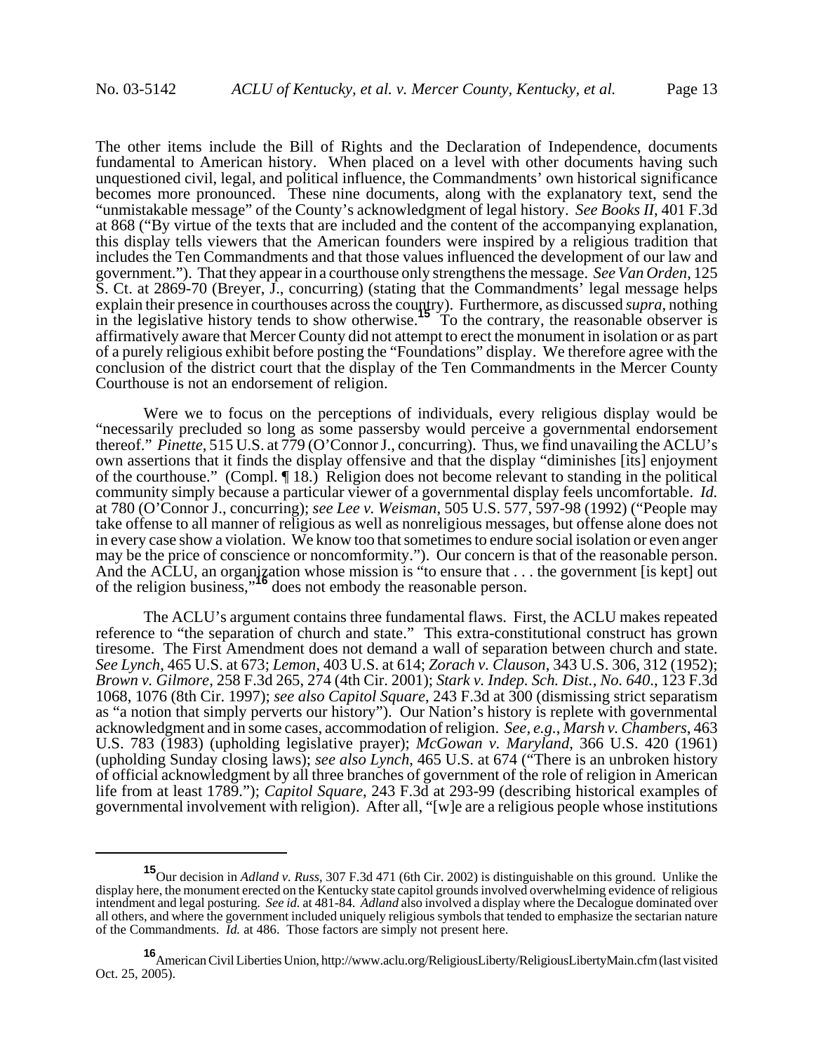The other items include the Bill of Rights and the Declaration of Independence, documents fundamental to American history. When placed on a level with other documents having such unquestioned civil, legal, and political influence, the Commandments' own historical significance becomes more pronounced. These nine documents, along with the explanatory text, send the "unmistakable message" of the County's acknowledgment of legal history. *See Books II*, 401 F.3d at 868 ("By virtue of the texts that are included and the content of the accompanying explanation, this display tells viewers that the American founders were inspired by a religious tradition that includes the Ten Commandments and that those values influenced the development of our law and government."). That they appear in a courthouse only strengthens the message. *See Van Orden*, 125 S. Ct. at 2869-70 (Breyer, J., concurring) (stating that the Commandments' legal message helps explain their presence in courthouses across the country). Furthermore, as discussed *supra*, nothing in the legislative history tends to show otherwise.[15] To the contrary, the reasonable observer is affirmatively aware that Mercer County did not attempt to erect the monument in isolation or as part of a purely religious exhibit before posting the "Foundations" display. We therefore agree with the conclusion of the district court that the display of the Ten Commandments in the Mercer County Courthouse is not an endorsement of religion.

Were we to focus on the perceptions of individuals, every religious display would be "necessarily precluded so long as some passersby would perceive a governmental endorsement thereof." *Pinette*, 515 U.S. at 779 (O'Connor J., concurring). Thus, we find unavailing the ACLU's own assertions that it finds the display offensive and that the display "diminishes [its] enjoyment of the courthouse." (Compl. ¶ 18.) Religion does not become relevant to standing in the political community simply because a particular viewer of a governmental display feels uncomfortable. *Id.* at 780 (O'Connor J., concurring); *see Lee v. Weisman*, 505 U.S. 577, 597-98 (1992) ("People may take offense to all manner of religious as well as nonreligious messages, but offense alone does not in every case show a violation. We know too that sometimes to endure social isolation or even anger may be the price of conscience or nonconformity."). Our concern is that of the reasonable person. And the ACLU, an organization whose mission is "to ensure that . . . the government [is kept] out of the religion business,"[16] does not embody the reasonable person.

The ACLU's argument contains three fundamental flaws. First, the ACLU makes repeated reference to "the separation of church and state." This extra-constitutional construct has grown tiresome. The First Amendment does not demand a wall of separation between church and state. *See Lynch*, 465 U.S. at 673; *Lemon*, 403 U.S. at 614; *Zorach v. Clauson*, 343 U.S. 306, 312 (1952); *Brown v. Gilmore*, 258 F.3d 265, 274 (4th Cir. 2001); *Stark v. Indep. Sch. Dist., No. 640*., 123 F.3d 1068, 1076 (8th Cir. 1997); *see also Capitol Square*, 243 F.3d at 300 (dismissing strict separatism as "a notion that simply perverts our history"). Our Nation's history is replete with governmental acknowledgment and in some cases, accommodation of religion. *See, e.g.*, *Marsh v. Chambers*, 463 U.S. 783 (1983) (upholding legislative prayer); *McGowan v. Maryland*, 366 U.S. 420 (1961) (upholding Sunday closing laws); *see also Lynch*, 465 U.S. at 674 ("There is an unbroken history of official acknowledgment by all three branches of government of the role of religion in American life from at least 1789."); *Capitol Square*, 243 F.3d at 293-99 (describing historical examples of governmental involvement with religion). After all, "[w]e are a religious people whose institutions

---

[15] Our decision in *Adland v. Russ*, 307 F.3d 471 (6th Cir. 2002) is distinguishable on this ground. Unlike the display here, the monument erected on the Kentucky state capitol grounds involved overwhelming evidence of religious intendment and legal posturing. *See id.* at 481-84. *Adland* also involved a display where the Decalogue dominated over all others, and where the government included uniquely religious symbols that tended to emphasize the sectarian nature of the Commandments. *Id.* at 486. Those factors are simply not present here.

[16] American Civil Liberties Union, http://www.aclu.org/ReligiousLiberty/ReligiousLibertyMain.cfm (last visited Oct. 25, 2005).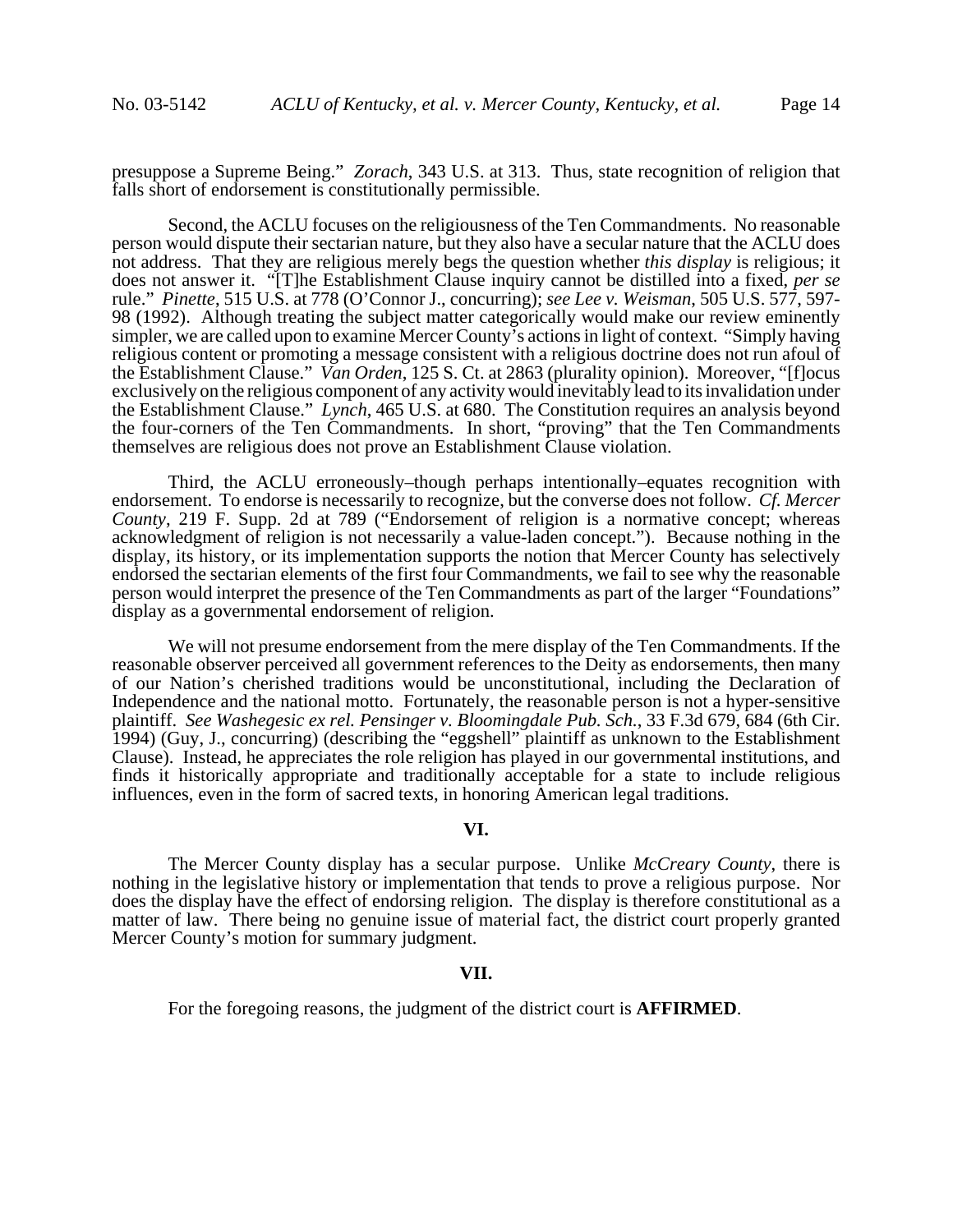presuppose a Supreme Being." *Zorach*, 343 U.S. at 313. Thus, state recognition of religion that falls short of endorsement is constitutionally permissible.

Second, the ACLU focuses on the religiousness of the Ten Commandments. No reasonable person would dispute their sectarian nature, but they also have a secular nature that the ACLU does not address. That they are religious merely begs the question whether *this display* is religious; it does not answer it. "[T]he Establishment Clause inquiry cannot be distilled into a fixed, *per se* rule." *Pinette*, 515 U.S. at 778 (O'Connor J., concurring); *see Lee v. Weisman*, 505 U.S. 577, 597-98 (1992). Although treating the subject matter categorically would make our review eminently simpler, we are called upon to examine Mercer County's actions in light of context. "Simply having religious content or promoting a message consistent with a religious doctrine does not run afoul of the Establishment Clause." *Van Orden*, 125 S. Ct. at 2863 (plurality opinion). Moreover, "[f]ocus exclusively on the religious component of any activity would inevitably lead to its invalidation under the Establishment Clause." *Lynch*, 465 U.S. at 680. The Constitution requires an analysis beyond the four-corners of the Ten Commandments. In short, "proving" that the Ten Commandments themselves are religious does not prove an Establishment Clause violation.

Third, the ACLU erroneously–though perhaps intentionally–equates recognition with endorsement. To endorse is necessarily to recognize, but the converse does not follow. *Cf. Mercer County*, 219 F. Supp. 2d at 789 ("Endorsement of religion is a normative concept; whereas acknowledgment of religion is not necessarily a value-laden concept."). Because nothing in the display, its history, or its implementation supports the notion that Mercer County has selectively endorsed the sectarian elements of the first four Commandments, we fail to see why the reasonable person would interpret the presence of the Ten Commandments as part of the larger "Foundations" display as a governmental endorsement of religion.

We will not presume endorsement from the mere display of the Ten Commandments. If the reasonable observer perceived all government references to the Deity as endorsements, then many of our Nation's cherished traditions would be unconstitutional, including the Declaration of Independence and the national motto. Fortunately, the reasonable person is not a hyper-sensitive plaintiff. *See Washegesic ex rel. Pensinger v. Bloomingdale Pub. Sch.*, 33 F.3d 679, 684 (6th Cir. 1994) (Guy, J., concurring) (describing the "eggshell" plaintiff as unknown to the Establishment Clause). Instead, he appreciates the role religion has played in our governmental institutions, and finds it historically appropriate and traditionally acceptable for a state to include religious influences, even in the form of sacred texts, in honoring American legal traditions.

## VI.

The Mercer County display has a secular purpose. Unlike *McCreary County*, there is nothing in the legislative history or implementation that tends to prove a religious purpose. Nor does the display have the effect of endorsing religion. The display is therefore constitutional as a matter of law. There being no genuine issue of material fact, the district court properly granted Mercer County's motion for summary judgment.

## VII.

For the foregoing reasons, the judgment of the district court is **AFFIRMED**.